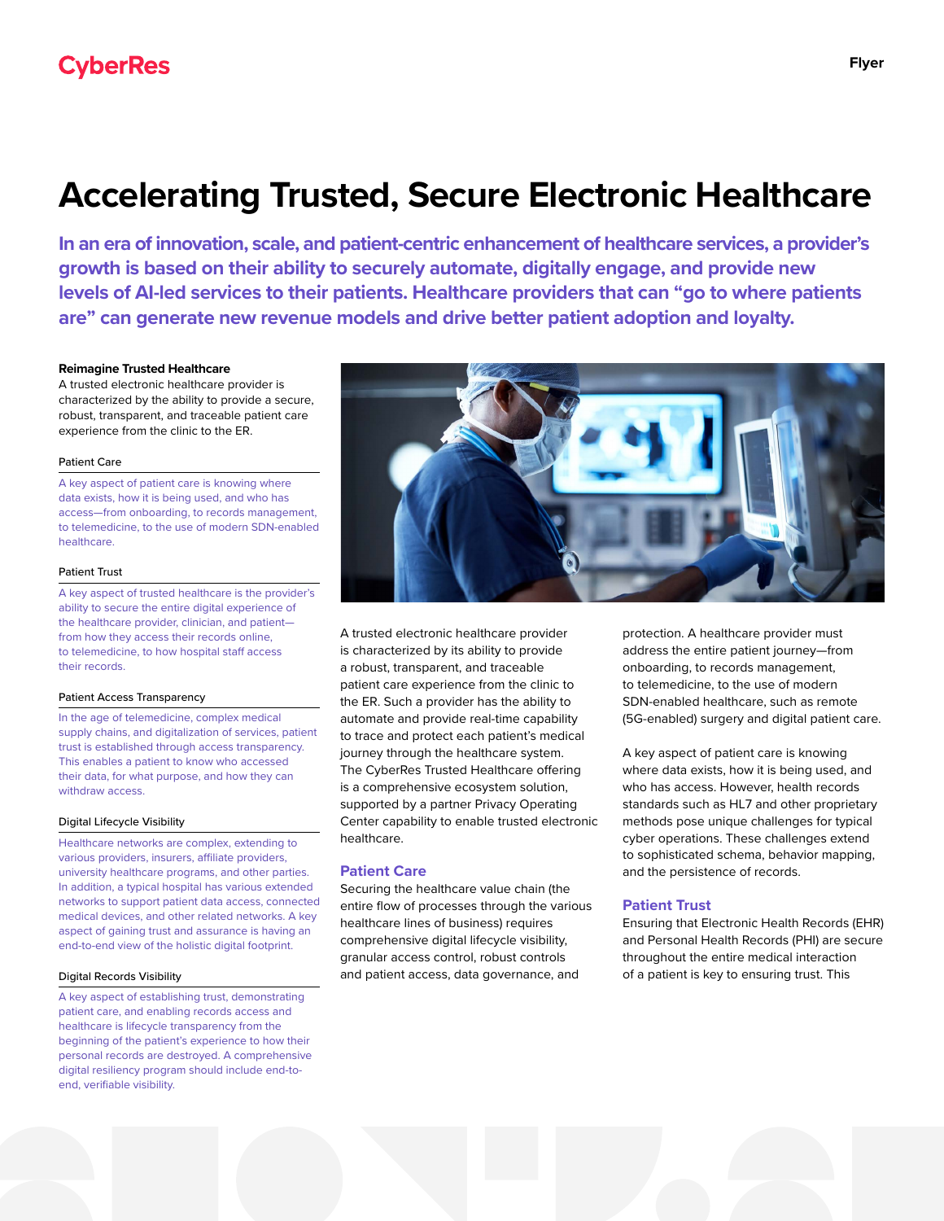# Accelerating Trusted, Secure Electronic Healthcare

**In an era of innovation, scale, and patient-centric enhancement of healthcare services, a provider's growth is based on their ability to securely automate, digitally engage, and provide new levels of AI-led services to their patients. Healthcare providers that can "go to where patients are" can generate new revenue models and drive better patient adoption and loyalty.**

### Reimagine Trusted Healthcare

A trusted electronic healthcare provider is characterized by the ability to provide a secure, robust, transparent, and traceable patient care experience from the clinic to the ER.

#### Patient Care

A key aspect of patient care is knowing where data exists, how it is being used, and who has access—from onboarding, to records management, to telemedicine, to the use of modern SDN-enabled healthcare.

#### Patient Trust

A key aspect of trusted healthcare is the provider's ability to secure the entire digital experience of the healthcare provider, clinician, and patient—from how they access their records online, to telemedicine, to how hospital staff access their records.

#### Patient Access Transparency

In the age of telemedicine, complex medical supply chains, and digitalization of services, patient trust is established through access transparency. This enables a patient to know who accessed their data, for what purpose, and how they can withdraw access.

#### Digital Lifecycle Visibility

Healthcare networks are complex, extending to various providers, insurers, affiliate providers, university healthcare programs, and other parties. In addition, a typical hospital has various extended networks to support patient data access, connected medical devices, and other related networks. A key aspect of gaining trust and assurance is having an end-to-end view of the holistic digital footprint.

#### Digital Records Visibility

A key aspect of establishing trust, demonstrating patient care, and enabling records access and healthcare is lifecycle transparency from the beginning of the patient's experience to how their personal records are destroyed. A comprehensive digital resiliency program should include end-to-end, verifiable visibility.

A trusted electronic healthcare provider is characterized by its ability to provide a robust, transparent, and traceable patient care experience from the clinic to the ER. Such a provider has the ability to automate and provide real-time capability to trace and protect each patient's medical journey through the healthcare system. The CyberRes Trusted Healthcare offering is a comprehensive ecosystem solution, supported by a partner Privacy Operating Center capability to enable trusted electronic healthcare.

## Patient Care

Securing the healthcare value chain (the entire flow of processes through the various healthcare lines of business) requires comprehensive digital lifecycle visibility, granular access control, robust controls and patient access, data governance, and protection. A healthcare provider must address the entire patient journey—from onboarding, to records management, to telemedicine, to the use of modern SDN-enabled healthcare, such as remote (5G-enabled) surgery and digital patient care.

A key aspect of patient care is knowing where data exists, how it is being used, and who has access. However, health records standards such as HL7 and other proprietary methods pose unique challenges for typical cyber operations. These challenges extend to sophisticated schema, behavior mapping, and the persistence of records.

## Patient Trust

Ensuring that Electronic Health Records (EHR) and Personal Health Records (PHI) are secure throughout the entire medical interaction of a patient is key to ensuring trust. This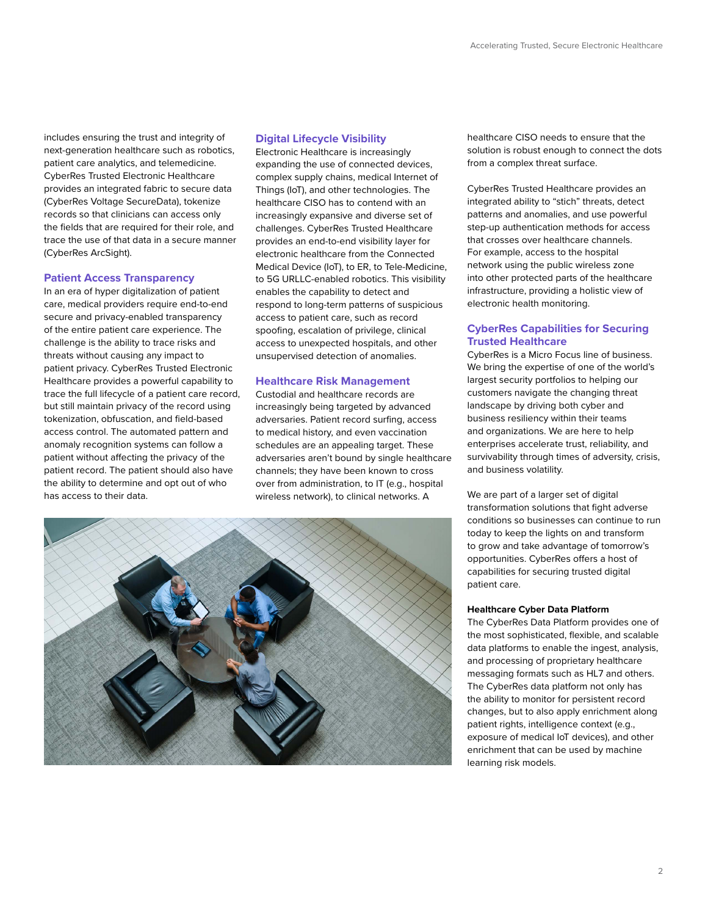includes ensuring the trust and integrity of next-generation healthcare such as robotics, patient care analytics, and telemedicine. CyberRes Trusted Electronic Healthcare provides an integrated fabric to secure data (CyberRes Voltage SecureData), tokenize records so that clinicians can access only the fields that are required for their role, and trace the use of that data in a secure manner (CyberRes ArcSight).

## Patient Access Transparency

In an era of hyper digitalization of patient care, medical providers require end-to-end secure and privacy-enabled transparency of the entire patient care experience. The challenge is the ability to trace risks and threats without causing any impact to patient privacy. CyberRes Trusted Electronic Healthcare provides a powerful capability to trace the full lifecycle of a patient care record, but still maintain privacy of the record using tokenization, obfuscation, and field-based access control. The automated pattern and anomaly recognition systems can follow a patient without affecting the privacy of the patient record. The patient should also have the ability to determine and opt out of who has access to their data.

## Digital Lifecycle Visibility

Electronic Healthcare is increasingly expanding the use of connected devices, complex supply chains, medical Internet of Things (IoT), and other technologies. The healthcare CISO has to contend with an increasingly expansive and diverse set of challenges. CyberRes Trusted Healthcare provides an end-to-end visibility layer for electronic healthcare from the Connected Medical Device (IoT), to ER, to Tele-Medicine, to 5G URLLC-enabled robotics. This visibility enables the capability to detect and respond to long-term patterns of suspicious access to patient care, such as record spoofing, escalation of privilege, clinical access to unexpected hospitals, and other unsupervised detection of anomalies.

## Healthcare Risk Management

Custodial and healthcare records are increasingly being targeted by advanced adversaries. Patient record surfing, access to medical history, and even vaccination schedules are an appealing target. These adversaries aren't bound by single healthcare channels; they have been known to cross over from administration, to IT (e.g., hospital wireless network), to clinical networks. A healthcare CISO needs to ensure that the solution is robust enough to connect the dots from a complex threat surface.

CyberRes Trusted Healthcare provides an integrated ability to "stich" threats, detect patterns and anomalies, and use powerful step-up authentication methods for access that crosses over healthcare channels. For example, access to the hospital network using the public wireless zone into other protected parts of the healthcare infrastructure, providing a holistic view of electronic health monitoring.

## CyberRes Capabilities for Securing Trusted Healthcare

CyberRes is a Micro Focus line of business. We bring the expertise of one of the world's largest security portfolios to helping our customers navigate the changing threat landscape by driving both cyber and business resiliency within their teams and organizations. We are here to help enterprises accelerate trust, reliability, and survivability through times of adversity, crisis, and business volatility.

We are part of a larger set of digital transformation solutions that fight adverse conditions so businesses can continue to run today to keep the lights on and transform to grow and take advantage of tomorrow's opportunities. CyberRes offers a host of capabilities for securing trusted digital patient care.

### Healthcare Cyber Data Platform

The CyberRes Data Platform provides one of the most sophisticated, flexible, and scalable data platforms to enable the ingest, analysis, and processing of proprietary healthcare messaging formats such as HL7 and others. The CyberRes data platform not only has the ability to monitor for persistent record changes, but to also apply enrichment along patient rights, intelligence context (e.g., exposure of medical IoT devices), and other enrichment that can be used by machine learning risk models.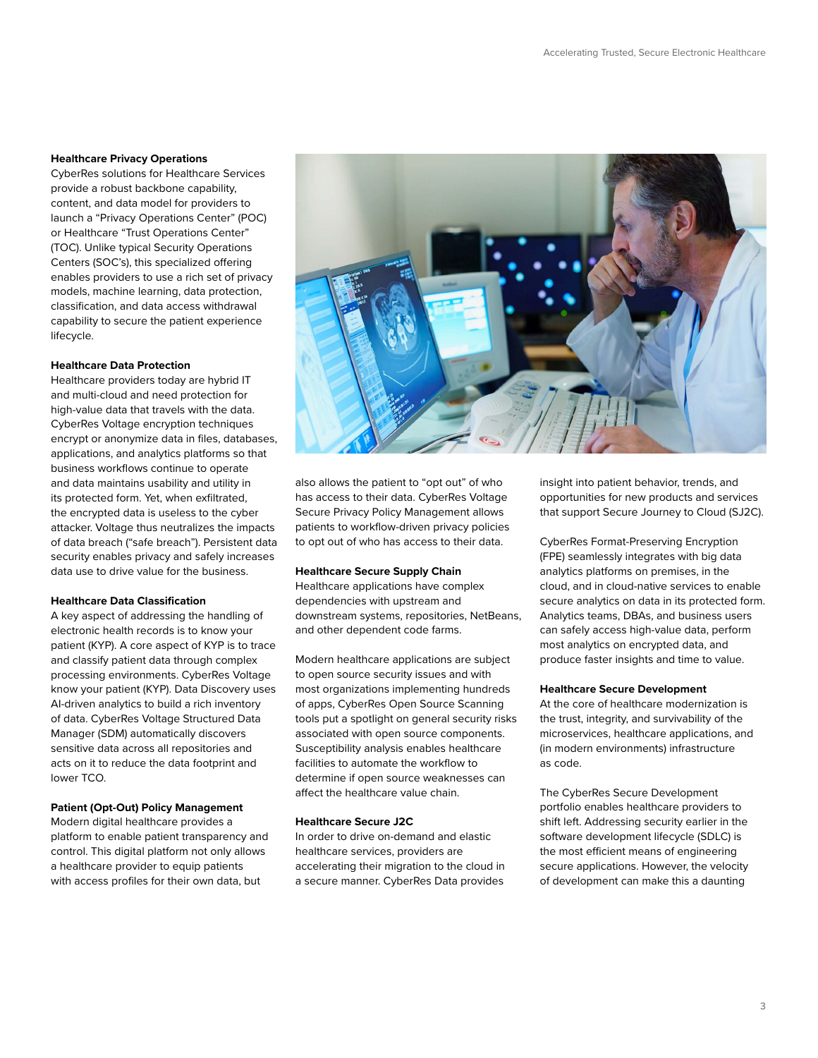### Healthcare Privacy Operations

CyberRes solutions for Healthcare Services provide a robust backbone capability, content, and data model for providers to launch a "Privacy Operations Center" (POC) or Healthcare "Trust Operations Center" (TOC). Unlike typical Security Operations Centers (SOC's), this specialized offering enables providers to use a rich set of privacy models, machine learning, data protection, classification, and data access withdrawal capability to secure the patient experience lifecycle.

### Healthcare Data Protection

Healthcare providers today are hybrid IT and multi-cloud and need protection for high-value data that travels with the data. CyberRes Voltage encryption techniques encrypt or anonymize data in files, databases, applications, and analytics platforms so that business workflows continue to operate and data maintains usability and utility in its protected form. Yet, when exfiltrated, the encrypted data is useless to the cyber attacker. Voltage thus neutralizes the impacts of data breach ("safe breach"). Persistent data security enables privacy and safely increases data use to drive value for the business.

### Healthcare Data Classification

A key aspect of addressing the handling of electronic health records is to know your patient (KYP). A core aspect of KYP is to trace and classify patient data through complex processing environments. CyberRes Voltage know your patient (KYP). Data Discovery uses AI-driven analytics to build a rich inventory of data. CyberRes Voltage Structured Data Manager (SDM) automatically discovers sensitive data across all repositories and acts on it to reduce the data footprint and lower TCO.

### Patient (Opt-Out) Policy Management

Modern digital healthcare provides a platform to enable patient transparency and control. This digital platform not only allows a healthcare provider to equip patients with access profiles for their own data, but also allows the patient to "opt out" of who has access to their data. CyberRes Voltage Secure Privacy Policy Management allows patients to workflow-driven privacy policies to opt out of who has access to their data.

### Healthcare Secure Supply Chain

Healthcare applications have complex dependencies with upstream and downstream systems, repositories, NetBeans, and other dependent code farms.

Modern healthcare applications are subject to open source security issues and with most organizations implementing hundreds of apps, CyberRes Open Source Scanning tools put a spotlight on general security risks associated with open source components. Susceptibility analysis enables healthcare facilities to automate the workflow to determine if open source weaknesses can affect the healthcare value chain.

### Healthcare Secure J2C

In order to drive on-demand and elastic healthcare services, providers are accelerating their migration to the cloud in a secure manner. CyberRes Data provides insight into patient behavior, trends, and opportunities for new products and services that support Secure Journey to Cloud (SJ2C).

CyberRes Format-Preserving Encryption (FPE) seamlessly integrates with big data analytics platforms on premises, in the cloud, and in cloud-native services to enable secure analytics on data in its protected form. Analytics teams, DBAs, and business users can safely access high-value data, perform most analytics on encrypted data, and produce faster insights and time to value.

### Healthcare Secure Development

At the core of healthcare modernization is the trust, integrity, and survivability of the microservices, healthcare applications, and (in modern environments) infrastructure as code.

The CyberRes Secure Development portfolio enables healthcare providers to shift left. Addressing security earlier in the software development lifecycle (SDLC) is the most efficient means of engineering secure applications. However, the velocity of development can make this a daunting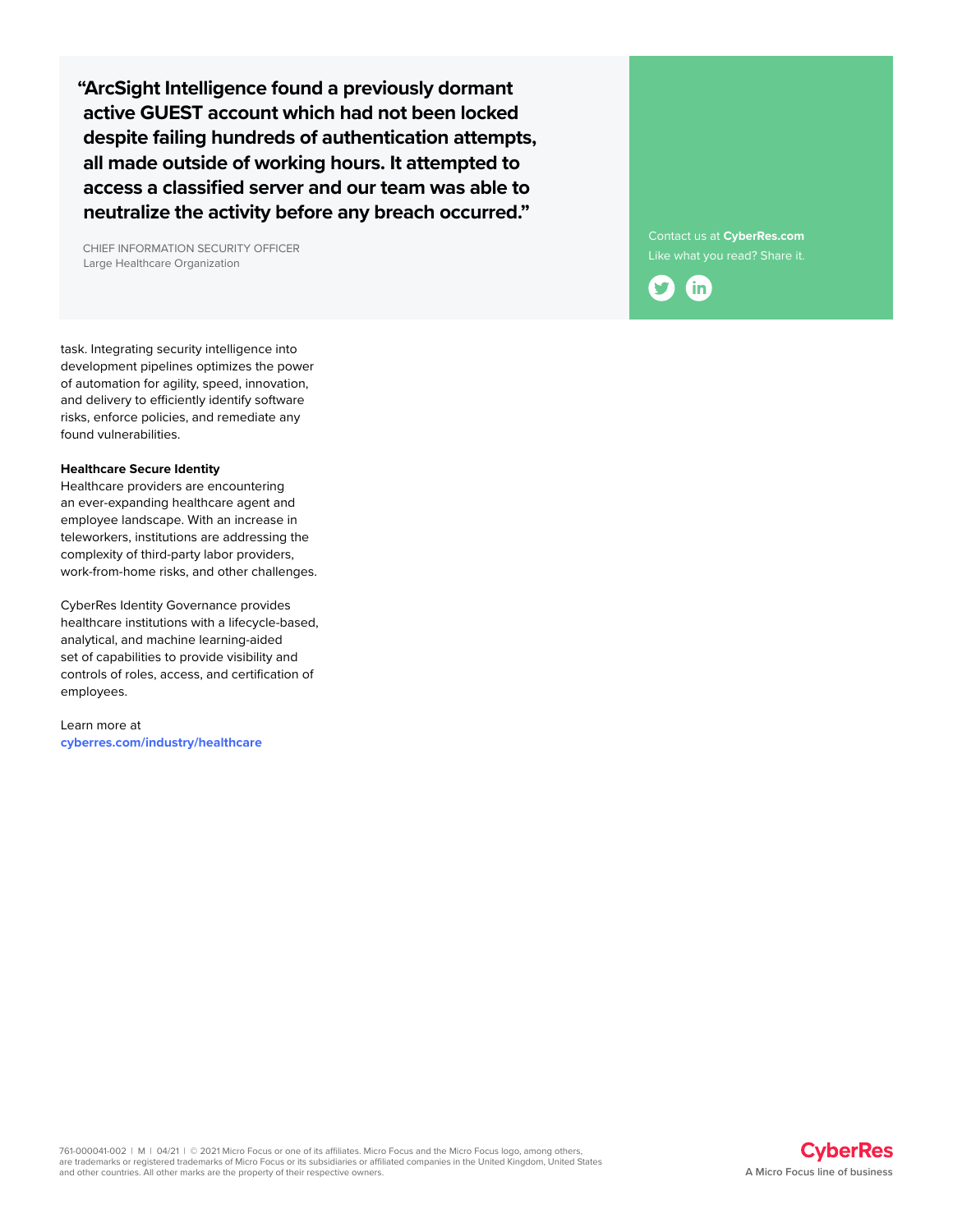> **"ArcSight Intelligence found a previously dormant active GUEST account which had not been locked despite failing hundreds of authentication attempts, all made outside of working hours. It attempted to access a classified server and our team was able to neutralize the activity before any breach occurred."**
>
> CHIEF INFORMATION SECURITY OFFICER
> Large Healthcare Organization

Contact us at **CyberRes.com**
Like what you read? Share it.

task. Integrating security intelligence into development pipelines optimizes the power of automation for agility, speed, innovation, and delivery to efficiently identify software risks, enforce policies, and remediate any found vulnerabilities.

**Healthcare Secure Identity**
Healthcare providers are encountering an ever-expanding healthcare agent and employee landscape. With an increase in teleworkers, institutions are addressing the complexity of third-party labor providers, work-from-home risks, and other challenges.

CyberRes Identity Governance provides healthcare institutions with a lifecycle-based, analytical, and machine learning-aided set of capabilities to provide visibility and controls of roles, access, and certification of employees.

Learn more at
**cyberres.com/industry/healthcare**

761-000041-002 | M | 04/21 | © 2021 Micro Focus or one of its affiliates. Micro Focus and the Micro Focus logo, among others, are trademarks or registered trademarks of Micro Focus or its subsidiaries or affiliated companies in the United Kingdom, United States and other countries. All other marks are the property of their respective owners.

**CyberRes**
A Micro Focus line of business